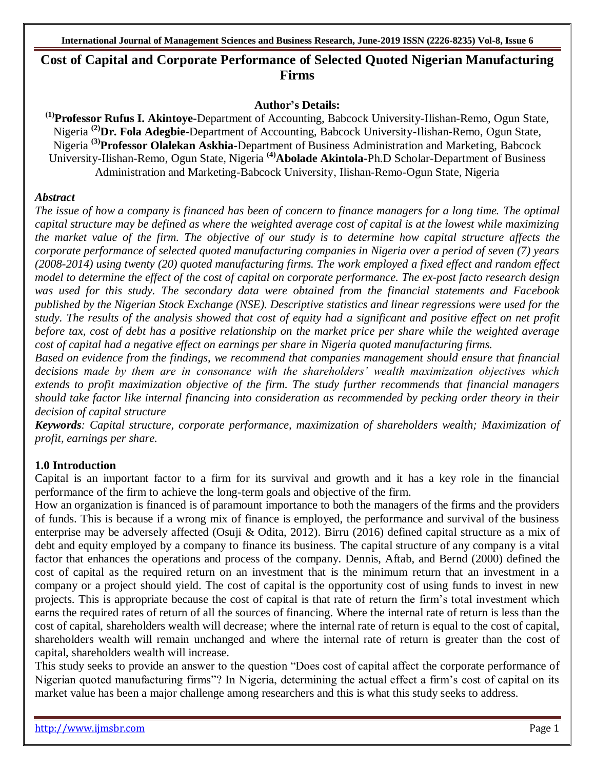# Cost of Capital and Corporate Performance of Selected Quoted Nigerian Manufacturing Firms

**Author's Details:**

[1]**Professor Rufus I. Akintoye**-Department of Accounting, Babcock University-Ilishan-Remo, Ogun State, Nigeria [2]**Dr. Fola Adegbie**-Department of Accounting, Babcock University-Ilishan-Remo, Ogun State, Nigeria [3]**Professor Olalekan Askhia**-Department of Business Administration and Marketing, Babcock University-Ilishan-Remo, Ogun State, Nigeria [4]**Abolade Akintola**-Ph.D Scholar-Department of Business Administration and Marketing-Babcock University, Ilishan-Remo-Ogun State, Nigeria

***Abstract***

*The issue of how a company is financed has been of concern to finance managers for a long time. The optimal capital structure may be defined as where the weighted average cost of capital is at the lowest while maximizing the market value of the firm. The objective of our study is to determine how capital structure affects the corporate performance of selected quoted manufacturing companies in Nigeria over a period of seven (7) years (2008-2014) using twenty (20) quoted manufacturing firms. The work employed a fixed effect and random effect model to determine the effect of the cost of capital on corporate performance. The ex-post facto research design was used for this study. The secondary data were obtained from the financial statements and Facebook published by the Nigerian Stock Exchange (NSE). Descriptive statistics and linear regressions were used for the study. The results of the analysis showed that cost of equity had a significant and positive effect on net profit before tax, cost of debt has a positive relationship on the market price per share while the weighted average cost of capital had a negative effect on earnings per share in Nigeria quoted manufacturing firms.*

*Based on evidence from the findings, we recommend that companies management should ensure that financial decisions made by them are in consonance with the shareholders' wealth maximization objectives which extends to profit maximization objective of the firm. The study further recommends that financial managers should take factor like internal financing into consideration as recommended by pecking order theory in their decision of capital structure*

***Keywords****: Capital structure, corporate performance, maximization of shareholders wealth; Maximization of profit, earnings per share.*

## 1.0 Introduction

Capital is an important factor to a firm for its survival and growth and it has a key role in the financial performance of the firm to achieve the long-term goals and objective of the firm.

How an organization is financed is of paramount importance to both the managers of the firms and the providers of funds. This is because if a wrong mix of finance is employed, the performance and survival of the business enterprise may be adversely affected (Osuji & Odita, 2012). Birru (2016) defined capital structure as a mix of debt and equity employed by a company to finance its business. The capital structure of any company is a vital factor that enhances the operations and process of the company. Dennis, Aftab, and Bernd (2000) defined the cost of capital as the required return on an investment that is the minimum return that an investment in a company or a project should yield. The cost of capital is the opportunity cost of using funds to invest in new projects. This is appropriate because the cost of capital is that rate of return the firm's total investment which earns the required rates of return of all the sources of financing. Where the internal rate of return is less than the cost of capital, shareholders wealth will decrease; where the internal rate of return is equal to the cost of capital, shareholders wealth will remain unchanged and where the internal rate of return is greater than the cost of capital, shareholders wealth will increase.

This study seeks to provide an answer to the question "Does cost of capital affect the corporate performance of Nigerian quoted manufacturing firms"? In Nigeria, determining the actual effect a firm's cost of capital on its market value has been a major challenge among researchers and this is what this study seeks to address.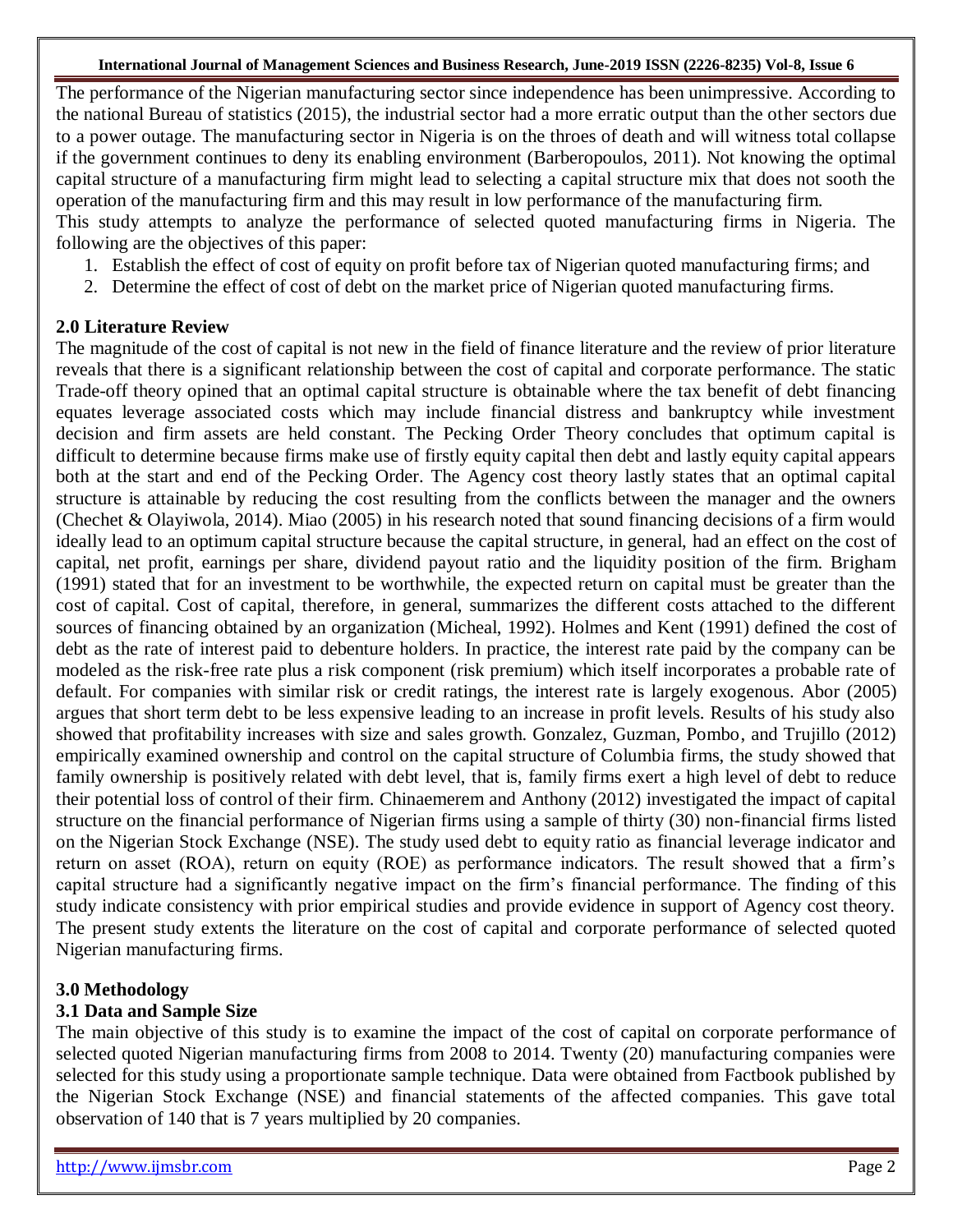The performance of the Nigerian manufacturing sector since independence has been unimpressive. According to the national Bureau of statistics (2015), the industrial sector had a more erratic output than the other sectors due to a power outage. The manufacturing sector in Nigeria is on the throes of death and will witness total collapse if the government continues to deny its enabling environment (Barberopoulos, 2011). Not knowing the optimal capital structure of a manufacturing firm might lead to selecting a capital structure mix that does not sooth the operation of the manufacturing firm and this may result in low performance of the manufacturing firm.

This study attempts to analyze the performance of selected quoted manufacturing firms in Nigeria. The following are the objectives of this paper:

1. Establish the effect of cost of equity on profit before tax of Nigerian quoted manufacturing firms; and
2. Determine the effect of cost of debt on the market price of Nigerian quoted manufacturing firms.

## 2.0 Literature Review

The magnitude of the cost of capital is not new in the field of finance literature and the review of prior literature reveals that there is a significant relationship between the cost of capital and corporate performance. The static Trade-off theory opined that an optimal capital structure is obtainable where the tax benefit of debt financing equates leverage associated costs which may include financial distress and bankruptcy while investment decision and firm assets are held constant. The Pecking Order Theory concludes that optimum capital is difficult to determine because firms make use of firstly equity capital then debt and lastly equity capital appears both at the start and end of the Pecking Order. The Agency cost theory lastly states that an optimal capital structure is attainable by reducing the cost resulting from the conflicts between the manager and the owners (Chechet & Olayiwola, 2014). Miao (2005) in his research noted that sound financing decisions of a firm would ideally lead to an optimum capital structure because the capital structure, in general, had an effect on the cost of capital, net profit, earnings per share, dividend payout ratio and the liquidity position of the firm. Brigham (1991) stated that for an investment to be worthwhile, the expected return on capital must be greater than the cost of capital. Cost of capital, therefore, in general, summarizes the different costs attached to the different sources of financing obtained by an organization (Micheal, 1992). Holmes and Kent (1991) defined the cost of debt as the rate of interest paid to debenture holders. In practice, the interest rate paid by the company can be modeled as the risk-free rate plus a risk component (risk premium) which itself incorporates a probable rate of default. For companies with similar risk or credit ratings, the interest rate is largely exogenous. Abor (2005) argues that short term debt to be less expensive leading to an increase in profit levels. Results of his study also showed that profitability increases with size and sales growth. Gonzalez, Guzman, Pombo, and Trujillo (2012) empirically examined ownership and control on the capital structure of Columbia firms, the study showed that family ownership is positively related with debt level, that is, family firms exert a high level of debt to reduce their potential loss of control of their firm. Chinaemerem and Anthony (2012) investigated the impact of capital structure on the financial performance of Nigerian firms using a sample of thirty (30) non-financial firms listed on the Nigerian Stock Exchange (NSE). The study used debt to equity ratio as financial leverage indicator and return on asset (ROA), return on equity (ROE) as performance indicators. The result showed that a firm's capital structure had a significantly negative impact on the firm's financial performance. The finding of this study indicate consistency with prior empirical studies and provide evidence in support of Agency cost theory. The present study extents the literature on the cost of capital and corporate performance of selected quoted Nigerian manufacturing firms.

## 3.0 Methodology

### 3.1 Data and Sample Size

The main objective of this study is to examine the impact of the cost of capital on corporate performance of selected quoted Nigerian manufacturing firms from 2008 to 2014. Twenty (20) manufacturing companies were selected for this study using a proportionate sample technique. Data were obtained from Factbook published by the Nigerian Stock Exchange (NSE) and financial statements of the affected companies. This gave total observation of 140 that is 7 years multiplied by 20 companies.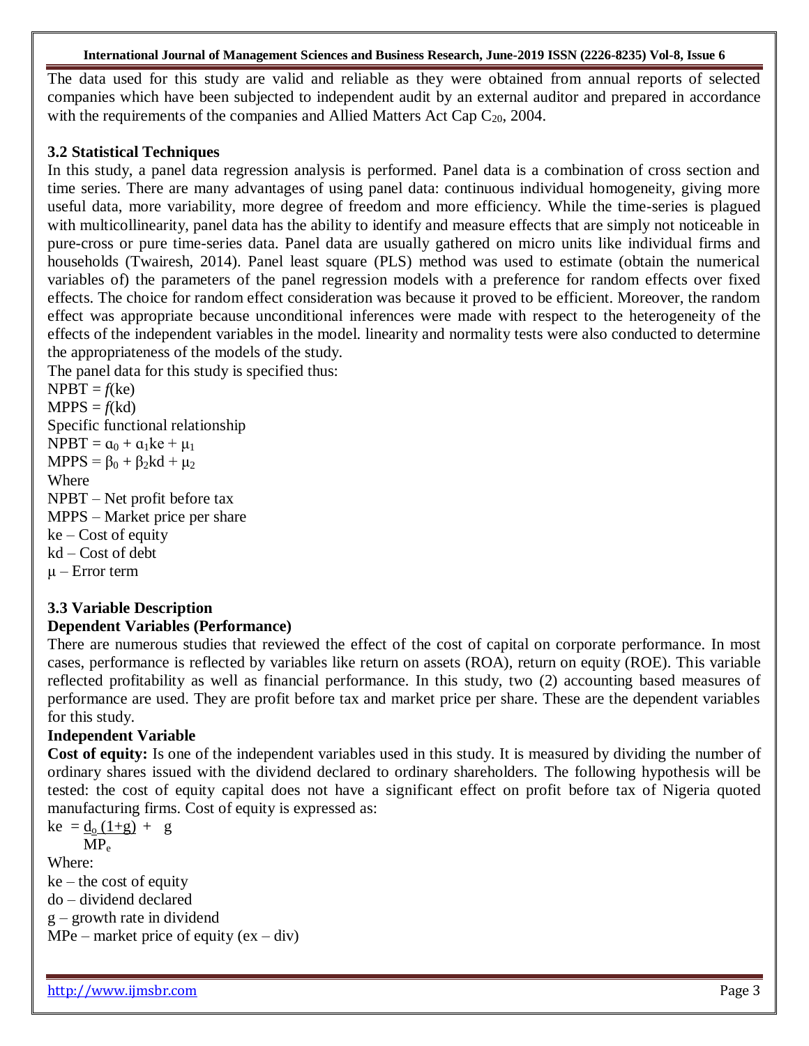The data used for this study are valid and reliable as they were obtained from annual reports of selected companies which have been subjected to independent audit by an external auditor and prepared in accordance with the requirements of the companies and Allied Matters Act Cap $C_{20}$, 2004.

### 3.2 Statistical Techniques

In this study, a panel data regression analysis is performed. Panel data is a combination of cross section and time series. There are many advantages of using panel data: continuous individual homogeneity, giving more useful data, more variability, more degree of freedom and more efficiency. While the time-series is plagued with multicollinearity, panel data has the ability to identify and measure effects that are simply not noticeable in pure-cross or pure time-series data. Panel data are usually gathered on micro units like individual firms and households (Twairesh, 2014). Panel least square (PLS) method was used to estimate (obtain the numerical variables of) the parameters of the panel regression models with a preference for random effects over fixed effects. The choice for random effect consideration was because it proved to be efficient. Moreover, the random effect was appropriate because unconditional inferences were made with respect to the heterogeneity of the effects of the independent variables in the model. linearity and normality tests were also conducted to determine the appropriateness of the models of the study.

The panel data for this study is specified thus:

$NPBT = f(ke)$

$MPPS = f(kd)$

Specific functional relationship

$NPBT = \alpha_0 + \alpha_1 ke + \mu_1$

$MPPS = \beta_0 + \beta_2 kd + \mu_2$

Where

NPBT – Net profit before tax

MPPS – Market price per share

ke – Cost of equity

kd – Cost of debt

$\mu$ – Error term

### 3.3 Variable Description

**Dependent Variables (Performance)**

There are numerous studies that reviewed the effect of the cost of capital on corporate performance. In most cases, performance is reflected by variables like return on assets (ROA), return on equity (ROE). This variable reflected profitability as well as financial performance. In this study, two (2) accounting based measures of performance are used. They are profit before tax and market price per share. These are the dependent variables for this study.

**Independent Variable**

**Cost of equity:** Is one of the independent variables used in this study. It is measured by dividing the number of ordinary shares issued with the dividend declared to ordinary shareholders. The following hypothesis will be tested: the cost of equity capital does not have a significant effect on profit before tax of Nigeria quoted manufacturing firms. Cost of equity is expressed as:

$$ke = \frac{d_o(1+g)}{MP_e} + g$$

Where:

ke – the cost of equity

do – dividend declared

g – growth rate in dividend

MPe – market price of equity (ex – div)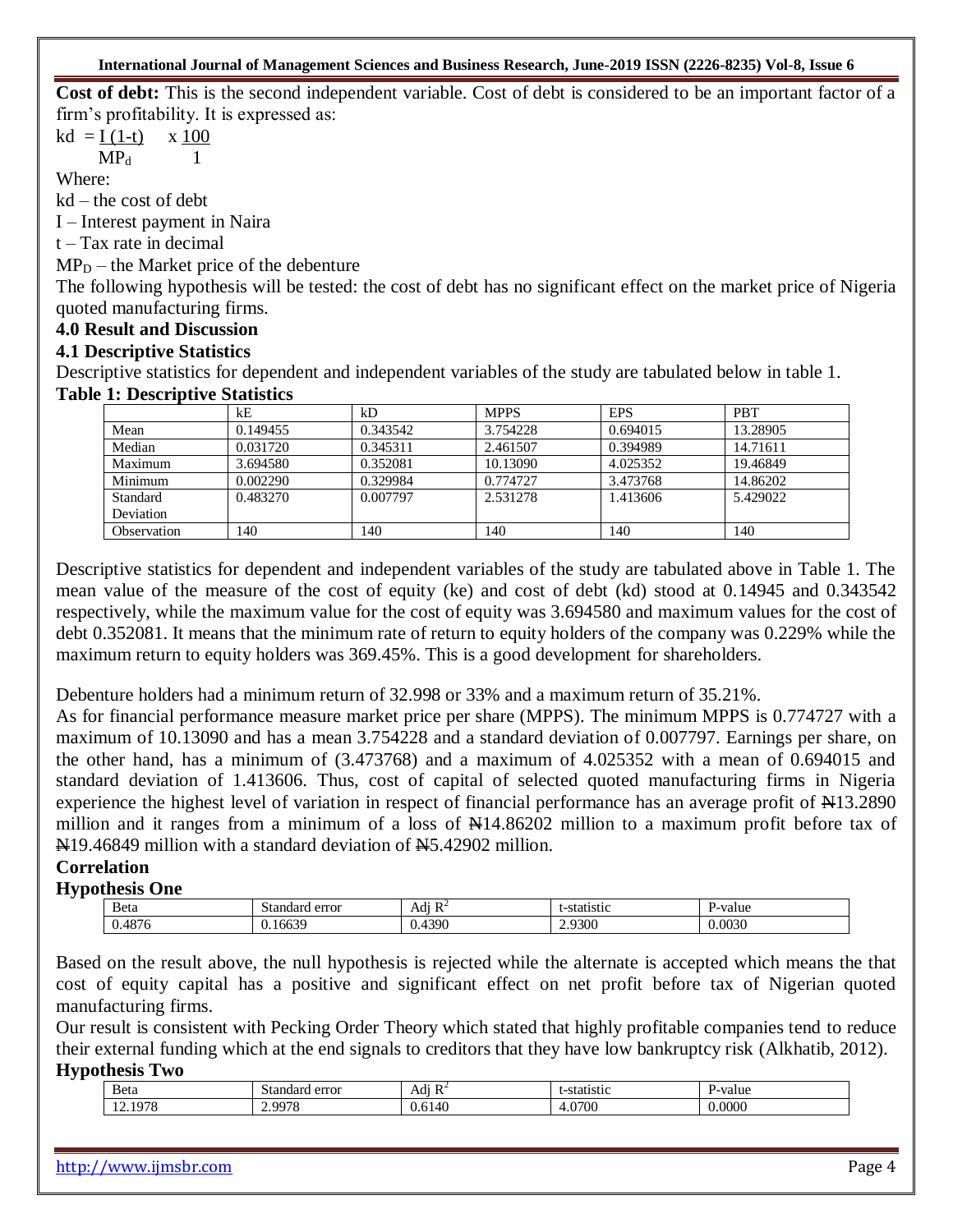**Cost of debt:** This is the second independent variable. Cost of debt is considered to be an important factor of a firm's profitability. It is expressed as:

$$kd = \frac{I(1-t)}{MP_d} \times \frac{100}{1}$$

Where:

kd – the cost of debt

I – Interest payment in Naira

t – Tax rate in decimal

$MP_D$ – the Market price of the debenture

The following hypothesis will be tested: the cost of debt has no significant effect on the market price of Nigeria quoted manufacturing firms.

## 4.0 Result and Discussion

### 4.1 Descriptive Statistics

Descriptive statistics for dependent and independent variables of the study are tabulated below in table 1.

**Table 1: Descriptive Statistics**

| | kE | kD | MPPS | EPS | PBT |
|---|---|---|---|---|---|
| Mean | 0.149455 | 0.343542 | 3.754228 | 0.694015 | 13.28905 |
| Median | 0.031720 | 0.345311 | 2.461507 | 0.394989 | 14.71611 |
| Maximum | 3.694580 | 0.352081 | 10.13090 | 4.025352 | 19.46849 |
| Minimum | 0.002290 | 0.329984 | 0.774727 | 3.473768 | 14.86202 |
| Standard Deviation | 0.483270 | 0.007797 | 2.531278 | 1.413606 | 5.429022 |
| Observation | 140 | 140 | 140 | 140 | 140 |

Descriptive statistics for dependent and independent variables of the study are tabulated above in Table 1. The mean value of the measure of the cost of equity (ke) and cost of debt (kd) stood at 0.14945 and 0.343542 respectively, while the maximum value for the cost of equity was 3.694580 and maximum values for the cost of debt 0.352081. It means that the minimum rate of return to equity holders of the company was 0.229% while the maximum return to equity holders was 369.45%. This is a good development for shareholders.

Debenture holders had a minimum return of 32.998 or 33% and a maximum return of 35.21%.

As for financial performance measure market price per share (MPPS). The minimum MPPS is 0.774727 with a maximum of 10.13090 and has a mean 3.754228 and a standard deviation of 0.007797. Earnings per share, on the other hand, has a minimum of (3.473768) and a maximum of 4.025352 with a mean of 0.694015 and standard deviation of 1.413606. Thus, cost of capital of selected quoted manufacturing firms in Nigeria experience the highest level of variation in respect of financial performance has an average profit of ₦13.2890 million and it ranges from a minimum of a loss of ₦14.86202 million to a maximum profit before tax of ₦19.46849 million with a standard deviation of ₦5.42902 million.

### Correlation

### Hypothesis One

| Beta | Standard error | Adj $R^2$ | t-statistic | P-value |
|---|---|---|---|---|
| 0.4876 | 0.16639 | 0.4390 | 2.9300 | 0.0030 |

Based on the result above, the null hypothesis is rejected while the alternate is accepted which means the that cost of equity capital has a positive and significant effect on net profit before tax of Nigerian quoted manufacturing firms.

Our result is consistent with Pecking Order Theory which stated that highly profitable companies tend to reduce their external funding which at the end signals to creditors that they have low bankruptcy risk (Alkhatib, 2012).

### Hypothesis Two

| Beta | Standard error | Adj $R^2$ | t-statistic | P-value |
|---|---|---|---|---|
| 12.1978 | 2.9978 | 0.6140 | 4.0700 | 0.0000 |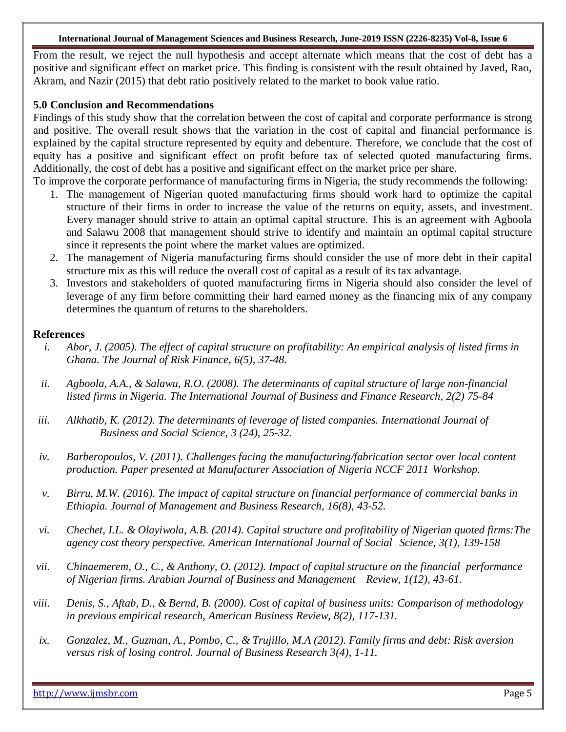From the result, we reject the null hypothesis and accept alternate which means that the cost of debt has a positive and significant effect on market price. This finding is consistent with the result obtained by Javed, Rao, Akram, and Nazir (2015) that debt ratio positively related to the market to book value ratio.

## 5.0 Conclusion and Recommendations

Findings of this study show that the correlation between the cost of capital and corporate performance is strong and positive. The overall result shows that the variation in the cost of capital and financial performance is explained by the capital structure represented by equity and debenture. Therefore, we conclude that the cost of equity has a positive and significant effect on profit before tax of selected quoted manufacturing firms. Additionally, the cost of debt has a positive and significant effect on the market price per share.

To improve the corporate performance of manufacturing firms in Nigeria, the study recommends the following:

1. The management of Nigerian quoted manufacturing firms should work hard to optimize the capital structure of their firms in order to increase the value of the returns on equity, assets, and investment. Every manager should strive to attain an optimal capital structure. This is an agreement with Agboola and Salawu 2008 that management should strive to identify and maintain an optimal capital structure since it represents the point where the market values are optimized.
2. The management of Nigeria manufacturing firms should consider the use of more debt in their capital structure mix as this will reduce the overall cost of capital as a result of its tax advantage.
3. Investors and stakeholders of quoted manufacturing firms in Nigeria should also consider the level of leverage of any firm before committing their hard earned money as the financing mix of any company determines the quantum of returns to the shareholders.

## References

i. *Abor, J. (2005). The effect of capital structure on profitability: An empirical analysis of listed firms in Ghana. The Journal of Risk Finance, 6(5), 37-48.*

ii. *Agboola, A.A., & Salawu, R.O. (2008). The determinants of capital structure of large non-financial listed firms in Nigeria. The International Journal of Business and Finance Research, 2(2) 75-84*

iii. *Alkhatib, K. (2012). The determinants of leverage of listed companies. International Journal of Business and Social Science, 3 (24), 25-32.*

iv. *Barberopoulos, V. (2011). Challenges facing the manufacturing/fabrication sector over local content production. Paper presented at Manufacturer Association of Nigeria NCCF 2011 Workshop.*

v. *Birru, M.W. (2016). The impact of capital structure on financial performance of commercial banks in Ethiopia. Journal of Management and Business Research, 16(8), 43-52.*

vi. *Chechet, I.L. & Olayiwola, A.B. (2014). Capital structure and profitability of Nigerian quoted firms:The agency cost theory perspective. American International Journal of Social Science, 3(1), 139-158*

vii. *Chinaemerem, O., C., & Anthony, O. (2012). Impact of capital structure on the financial performance of Nigerian firms. Arabian Journal of Business and Management Review, 1(12), 43-61.*

viii. *Denis, S., Aftab, D., & Bernd, B. (2000). Cost of capital of business units: Comparison of methodology in previous empirical research, American Business Review, 8(2), 117-131.*

ix. *Gonzalez, M., Guzman, A., Pombo, C., & Trujillo, M.A (2012). Family firms and debt: Risk aversion versus risk of losing control. Journal of Business Research 3(4), 1-11.*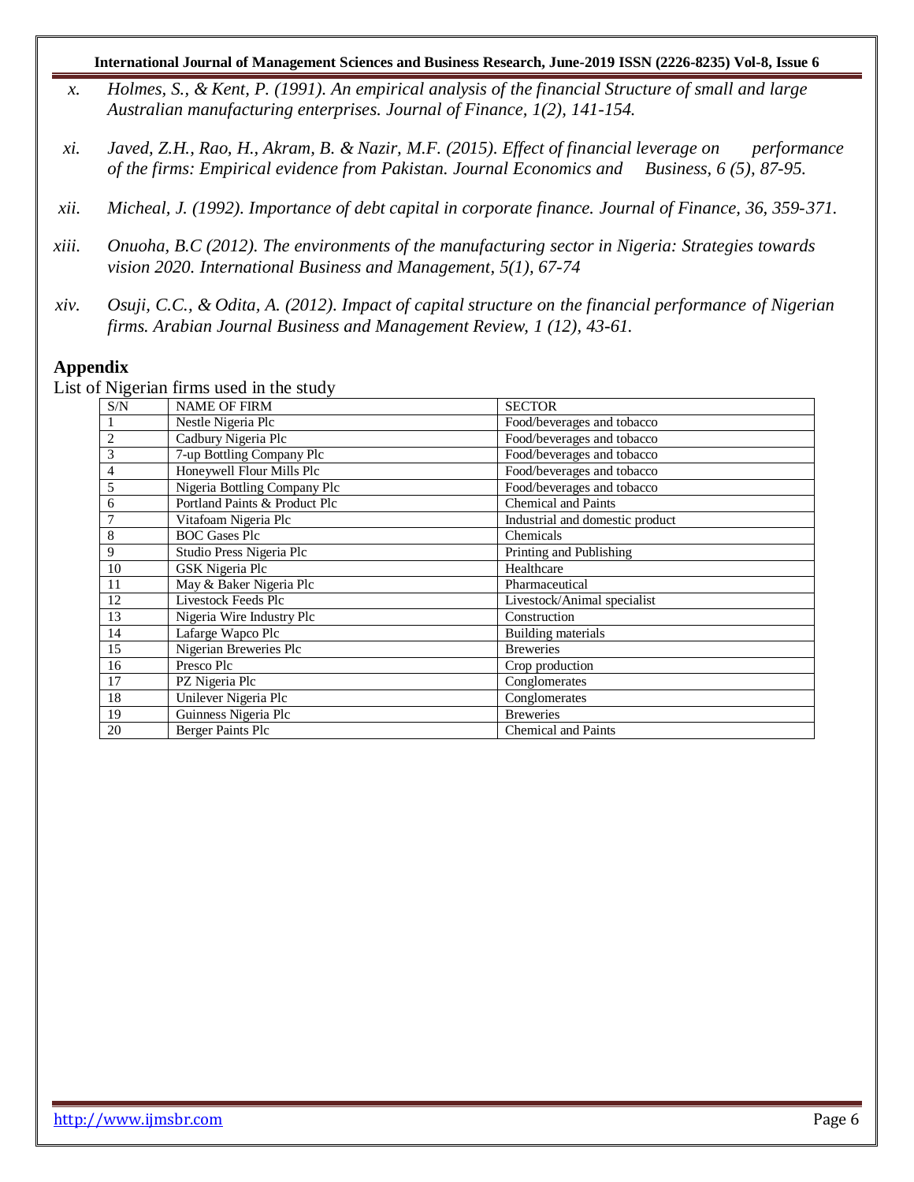x. *Holmes, S., & Kent, P. (1991). An empirical analysis of the financial Structure of small and large Australian manufacturing enterprises. Journal of Finance, 1(2), 141-154.*

xi. *Javed, Z.H., Rao, H., Akram, B. & Nazir, M.F. (2015). Effect of financial leverage on performance of the firms: Empirical evidence from Pakistan. Journal Economics and Business, 6 (5), 87-95.*

xii. *Micheal, J. (1992). Importance of debt capital in corporate finance. Journal of Finance, 36, 359-371.*

xiii. *Onuoha, B.C (2012). The environments of the manufacturing sector in Nigeria: Strategies towards vision 2020. International Business and Management, 5(1), 67-74*

xiv. *Osuji, C.C., & Odita, A. (2012). Impact of capital structure on the financial performance of Nigerian firms. Arabian Journal Business and Management Review, 1 (12), 43-61.*

## Appendix

List of Nigerian firms used in the study

| S/N | NAME OF FIRM | SECTOR |
|---|---|---|
| 1 | Nestle Nigeria Plc | Food/beverages and tobacco |
| 2 | Cadbury Nigeria Plc | Food/beverages and tobacco |
| 3 | 7-up Bottling Company Plc | Food/beverages and tobacco |
| 4 | Honeywell Flour Mills Plc | Food/beverages and tobacco |
| 5 | Nigeria Bottling Company Plc | Food/beverages and tobacco |
| 6 | Portland Paints & Product Plc | Chemical and Paints |
| 7 | Vitafoam Nigeria Plc | Industrial and domestic product |
| 8 | BOC Gases Plc | Chemicals |
| 9 | Studio Press Nigeria Plc | Printing and Publishing |
| 10 | GSK Nigeria Plc | Healthcare |
| 11 | May & Baker Nigeria Plc | Pharmaceutical |
| 12 | Livestock Feeds Plc | Livestock/Animal specialist |
| 13 | Nigeria Wire Industry Plc | Construction |
| 14 | Lafarge Wapco Plc | Building materials |
| 15 | Nigerian Breweries Plc | Breweries |
| 16 | Presco Plc | Crop production |
| 17 | PZ Nigeria Plc | Conglomerates |
| 18 | Unilever Nigeria Plc | Conglomerates |
| 19 | Guinness Nigeria Plc | Breweries |
| 20 | Berger Paints Plc | Chemical and Paints |